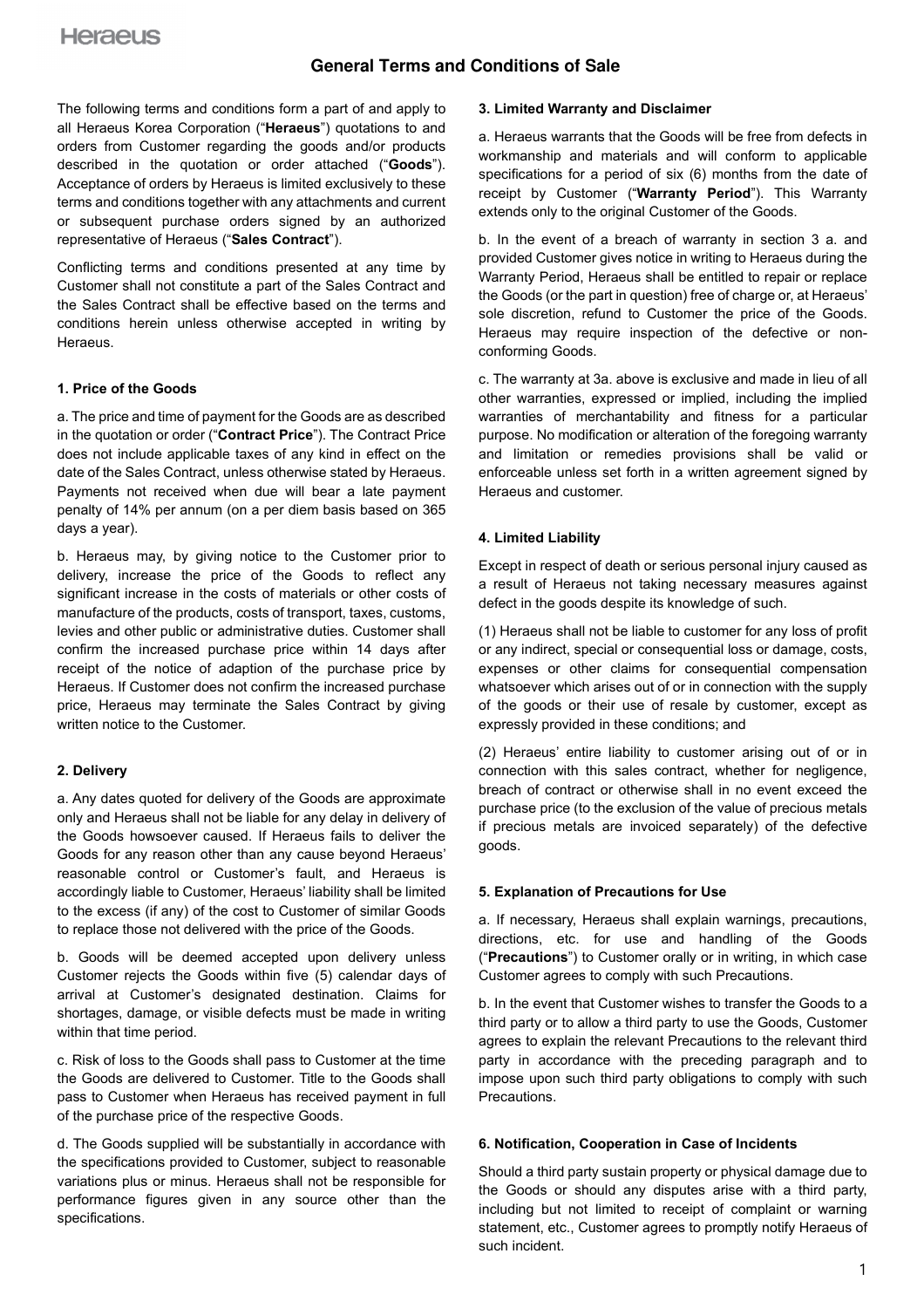# General Terms and Conditions of Sale

The following terms and conditions form a part of and apply to all Heraeus Korea Corporation ("**Heraeus**") quotations to and orders from Customer regarding the goods and/or products described in the quotation or order attached ("**Goods**"). Acceptance of orders by Heraeus is limited exclusively to these terms and conditions together with any attachments and current or subsequent purchase orders signed by an authorized representative of Heraeus ("**Sales Contract**").

Conflicting terms and conditions presented at any time by Customer shall not constitute a part of the Sales Contract and the Sales Contract shall be effective based on the terms and conditions herein unless otherwise accepted in writing by Heraeus.

### 1. Price of the Goods

a. The price and time of payment for the Goods are as described in the quotation or order ("**Contract Price**"). The Contract Price does not include applicable taxes of any kind in effect on the date of the Sales Contract, unless otherwise stated by Heraeus. Payments not received when due will bear a late payment penalty of 14% per annum (on a per diem basis based on 365 days a year).

b. Heraeus may, by giving notice to the Customer prior to delivery, increase the price of the Goods to reflect any significant increase in the costs of materials or other costs of manufacture of the products, costs of transport, taxes, customs, levies and other public or administrative duties. Customer shall confirm the increased purchase price within 14 days after receipt of the notice of adaption of the purchase price by Heraeus. If Customer does not confirm the increased purchase price, Heraeus may terminate the Sales Contract by giving written notice to the Customer.

### 2. Delivery

a. Any dates quoted for delivery of the Goods are approximate only and Heraeus shall not be liable for any delay in delivery of the Goods howsoever caused. If Heraeus fails to deliver the Goods for any reason other than any cause beyond Heraeus' reasonable control or Customer's fault, and Heraeus is accordingly liable to Customer, Heraeus' liability shall be limited to the excess (if any) of the cost to Customer of similar Goods to replace those not delivered with the price of the Goods.

b. Goods will be deemed accepted upon delivery unless Customer rejects the Goods within five (5) calendar days of arrival at Customer's designated destination. Claims for shortages, damage, or visible defects must be made in writing within that time period.

c. Risk of loss to the Goods shall pass to Customer at the time the Goods are delivered to Customer. Title to the Goods shall pass to Customer when Heraeus has received payment in full of the purchase price of the respective Goods.

d. The Goods supplied will be substantially in accordance with the specifications provided to Customer, subject to reasonable variations plus or minus. Heraeus shall not be responsible for performance figures given in any source other than the specifications.

### 3. Limited Warranty and Disclaimer

a. Heraeus warrants that the Goods will be free from defects in workmanship and materials and will conform to applicable specifications for a period of six (6) months from the date of receipt by Customer ("**Warranty Period**"). This Warranty extends only to the original Customer of the Goods.

b. In the event of a breach of warranty in section 3 a. and provided Customer gives notice in writing to Heraeus during the Warranty Period, Heraeus shall be entitled to repair or replace the Goods (or the part in question) free of charge or, at Heraeus' sole discretion, refund to Customer the price of the Goods. Heraeus may require inspection of the defective or non-conforming Goods.

c. The warranty at 3a. above is exclusive and made in lieu of all other warranties, expressed or implied, including the implied warranties of merchantability and fitness for a particular purpose. No modification or alteration of the foregoing warranty and limitation or remedies provisions shall be valid or enforceable unless set forth in a written agreement signed by Heraeus and customer.

### 4. Limited Liability

Except in respect of death or serious personal injury caused as a result of Heraeus not taking necessary measures against defect in the goods despite its knowledge of such.

(1) Heraeus shall not be liable to customer for any loss of profit or any indirect, special or consequential loss or damage, costs, expenses or other claims for consequential compensation whatsoever which arises out of or in connection with the supply of the goods or their use of resale by customer, except as expressly provided in these conditions; and

(2) Heraeus' entire liability to customer arising out of or in connection with this sales contract, whether for negligence, breach of contract or otherwise shall in no event exceed the purchase price (to the exclusion of the value of precious metals if precious metals are invoiced separately) of the defective goods.

### 5. Explanation of Precautions for Use

a. If necessary, Heraeus shall explain warnings, precautions, directions, etc. for use and handling of the Goods ("**Precautions**") to Customer orally or in writing, in which case Customer agrees to comply with such Precautions.

b. In the event that Customer wishes to transfer the Goods to a third party or to allow a third party to use the Goods, Customer agrees to explain the relevant Precautions to the relevant third party in accordance with the preceding paragraph and to impose upon such third party obligations to comply with such Precautions.

### 6. Notification, Cooperation in Case of Incidents

Should a third party sustain property or physical damage due to the Goods or should any disputes arise with a third party, including but not limited to receipt of complaint or warning statement, etc., Customer agrees to promptly notify Heraeus of such incident.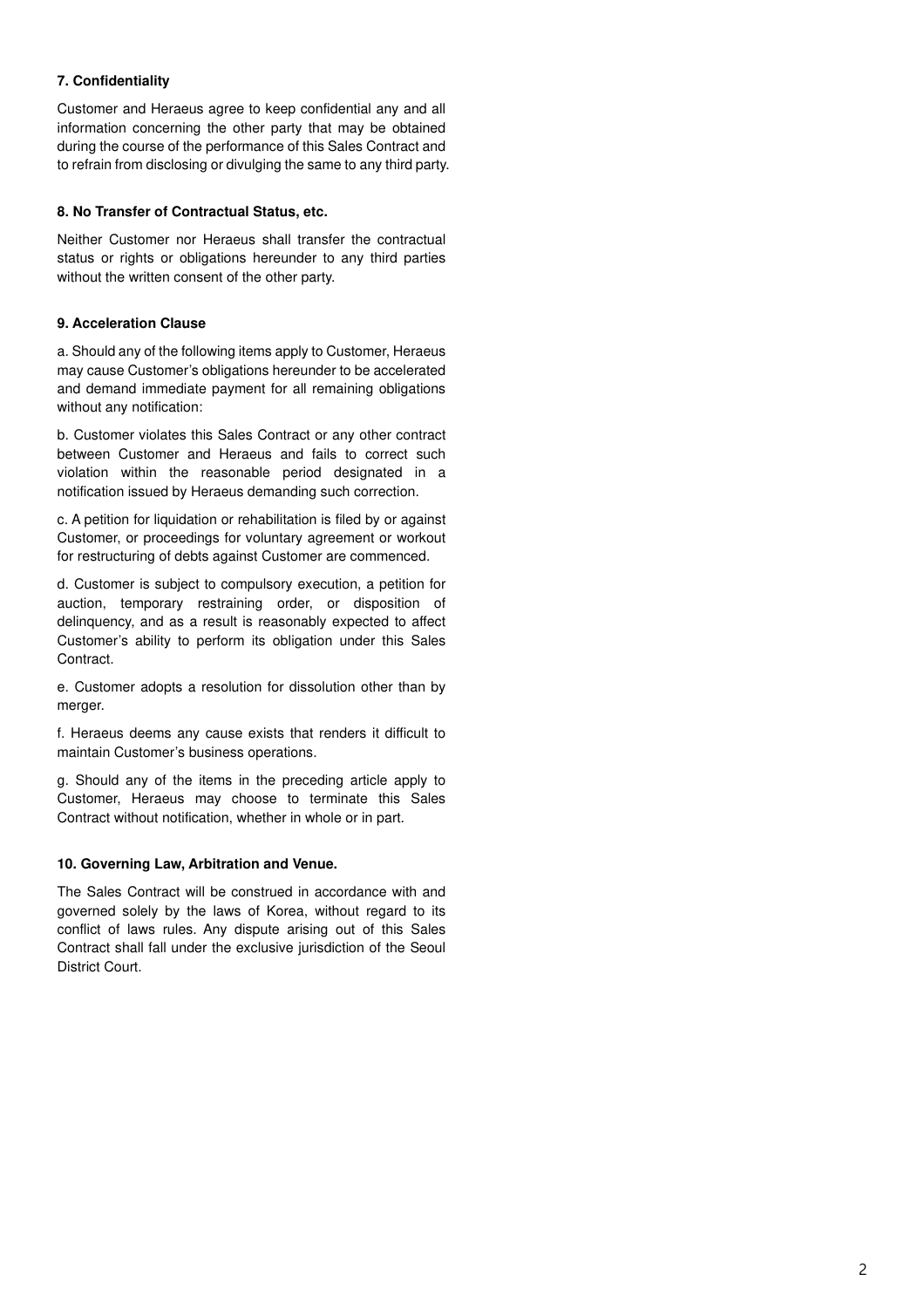**7. Confidentiality**

Customer and Heraeus agree to keep confidential any and all information concerning the other party that may be obtained during the course of the performance of this Sales Contract and to refrain from disclosing or divulging the same to any third party.

**8. No Transfer of Contractual Status, etc.**

Neither Customer nor Heraeus shall transfer the contractual status or rights or obligations hereunder to any third parties without the written consent of the other party.

**9. Acceleration Clause**

a. Should any of the following items apply to Customer, Heraeus may cause Customer's obligations hereunder to be accelerated and demand immediate payment for all remaining obligations without any notification:

b. Customer violates this Sales Contract or any other contract between Customer and Heraeus and fails to correct such violation within the reasonable period designated in a notification issued by Heraeus demanding such correction.

c. A petition for liquidation or rehabilitation is filed by or against Customer, or proceedings for voluntary agreement or workout for restructuring of debts against Customer are commenced.

d. Customer is subject to compulsory execution, a petition for auction, temporary restraining order, or disposition of delinquency, and as a result is reasonably expected to affect Customer's ability to perform its obligation under this Sales Contract.

e. Customer adopts a resolution for dissolution other than by merger.

f. Heraeus deems any cause exists that renders it difficult to maintain Customer's business operations.

g. Should any of the items in the preceding article apply to Customer, Heraeus may choose to terminate this Sales Contract without notification, whether in whole or in part.

**10. Governing Law, Arbitration and Venue.**

The Sales Contract will be construed in accordance with and governed solely by the laws of Korea, without regard to its conflict of laws rules. Any dispute arising out of this Sales Contract shall fall under the exclusive jurisdiction of the Seoul District Court.